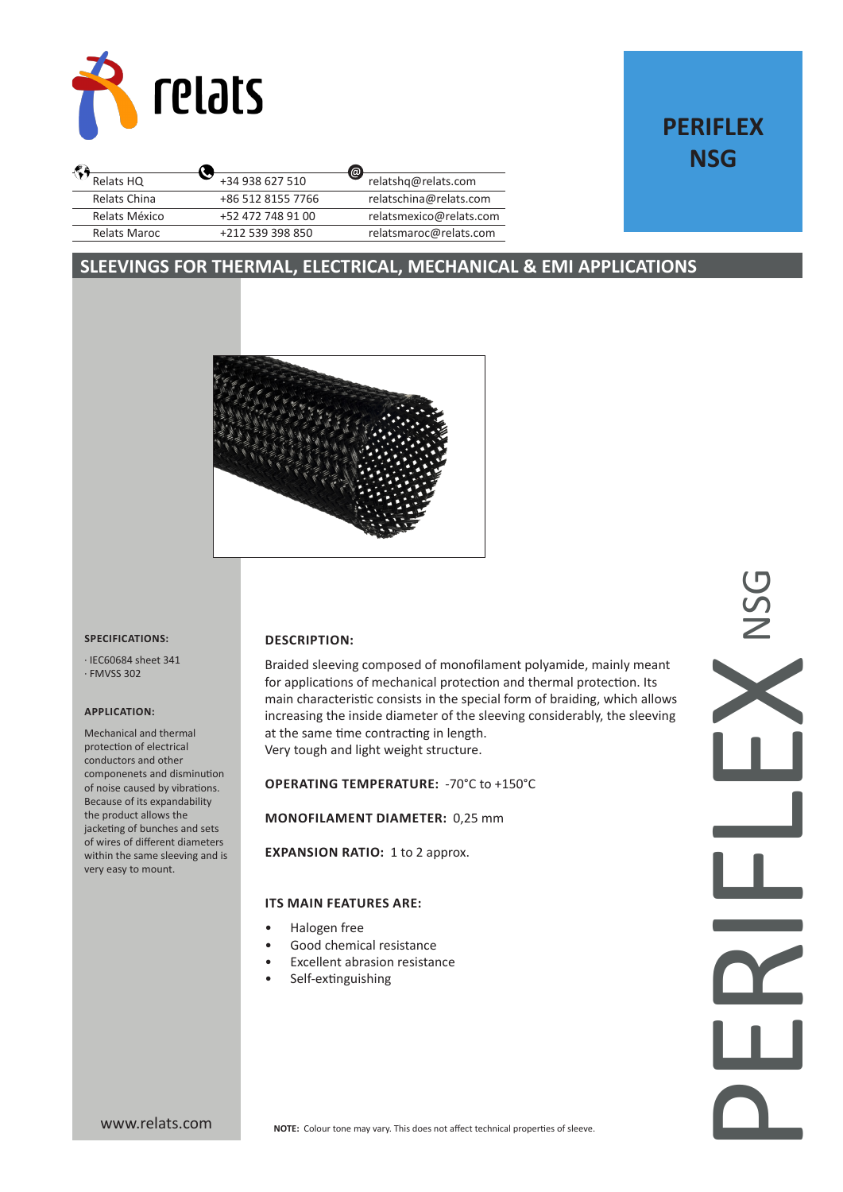relats

| | | |
|---|---|---|
| Relats HQ | +34 938 627 510 | relatshq@relats.com |
| Relats China | +86 512 8155 7766 | relatschina@relats.com |
| Relats México | +52 472 748 91 00 | relatsmexico@relats.com |
| Relats Maroc | +212 539 398 850 | relatsmaroc@relats.com |

# PERIFLEX NSG

## SLEEVINGS FOR THERMAL, ELECTRICAL, MECHANICAL & EMI APPLICATIONS

**SPECIFICATIONS:**

· IEC60684 sheet 341
· FMVSS 302

**APPLICATION:**

Mechanical and thermal protection of electrical conductors and other componenets and disminution of noise caused by vibrations. Because of its expandability the product allows the jacketing of bunches and sets of wires of different diameters within the same sleeving and is very easy to mount.

**DESCRIPTION:**

Braided sleeving composed of monofilament polyamide, mainly meant for applications of mechanical protection and thermal protection. Its main characteristic consists in the special form of braiding, which allows increasing the inside diameter of the sleeving considerably, the sleeving at the same time contracting in length.
Very tough and light weight structure.

**OPERATING TEMPERATURE:** -70°C to +150°C

**MONOFILAMENT DIAMETER:** 0,25 mm

**EXPANSION RATIO:** 1 to 2 approx.

**ITS MAIN FEATURES ARE:**

- Halogen free
- Good chemical resistance
- Excellent abrasion resistance
- Self-extinguishing

www.relats.com

**NOTE:** Colour tone may vary. This does not affect technical properties of sleeve.

PERIFLEX NSG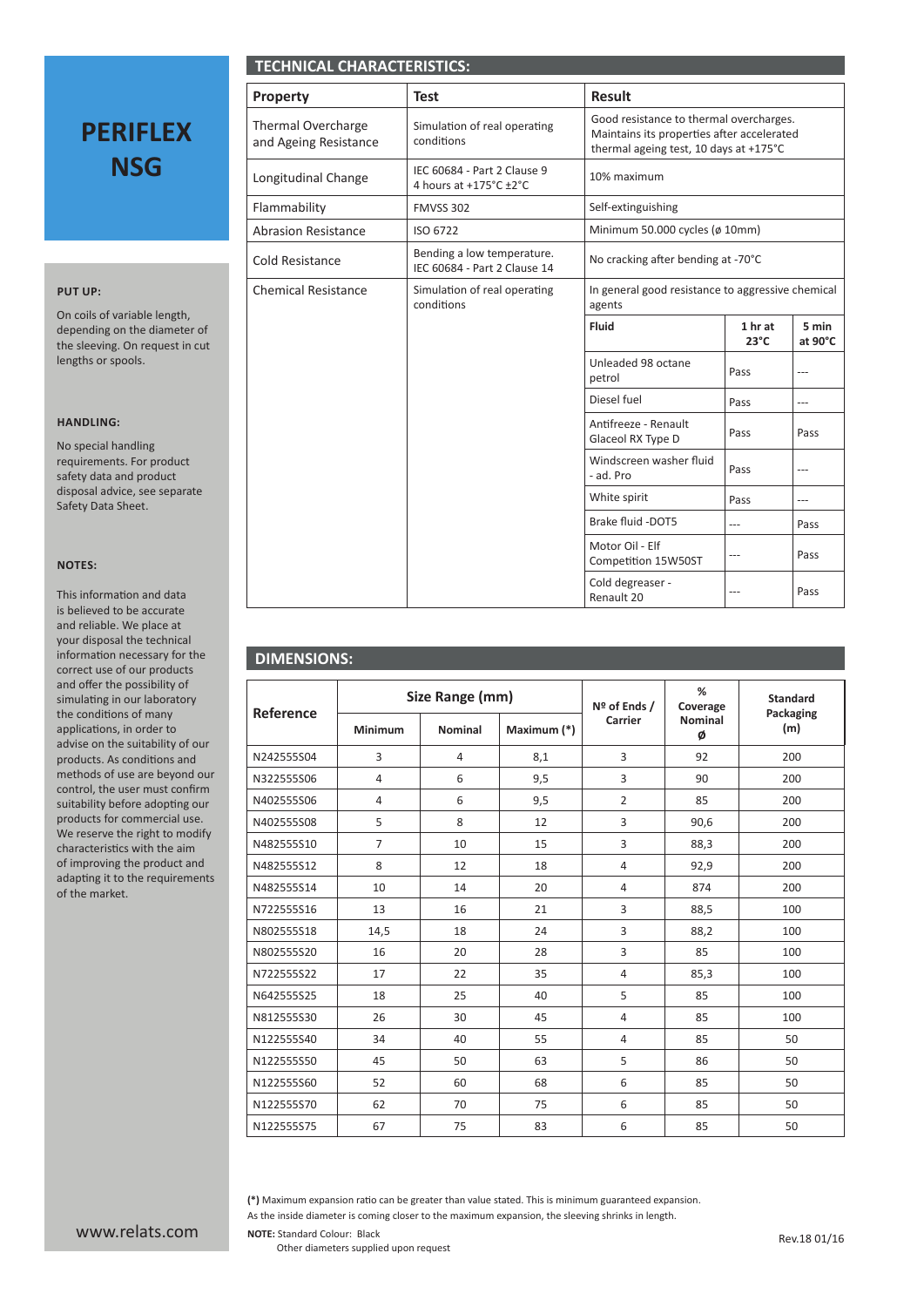# PERIFLEX NSG

### PUT UP:

On coils of variable length, depending on the diameter of the sleeving. On request in cut lengths or spools.

### HANDLING:

No special handling requirements. For product safety data and product disposal advice, see separate Safety Data Sheet.

### NOTES:

This information and data is believed to be accurate and reliable. We place at your disposal the technical information necessary for the correct use of our products and offer the possibility of simulating in our laboratory the conditions of many applications, in order to advise on the suitability of our products. As conditions and methods of use are beyond our control, the user must confirm suitability before adopting our products for commercial use. We reserve the right to modify characteristics with the aim of improving the product and adapting it to the requirements of the market.

www.relats.com

## TECHNICAL CHARACTERISTICS:

| Property | Test | Result | | |
|---|---|---|---|---|
| Thermal Overcharge and Ageing Resistance | Simulation of real operating conditions | Good resistance to thermal overcharges. Maintains its properties after accelerated thermal ageing test, 10 days at +175°C | | |
| Longitudinal Change | IEC 60684 - Part 2 Clause 9 4 hours at +175°C ±2°C | 10% maximum | | |
| Flammability | FMVSS 302 | Self-extinguishing | | |
| Abrasion Resistance | ISO 6722 | Minimum 50.000 cycles (ø 10mm) | | |
| Cold Resistance | Bending a low temperature. IEC 60684 - Part 2 Clause 14 | No cracking after bending at -70°C | | |
| Chemical Resistance | Simulation of real operating conditions | In general good resistance to aggressive chemical agents | | |
| | | **Fluid** | **1 hr at 23°C** | **5 min at 90°C** |
| | | Unleaded 98 octane petrol | Pass | --- |
| | | Diesel fuel | Pass | --- |
| | | Antifreeze - Renault Glaceol RX Type D | Pass | Pass |
| | | Windscreen washer fluid - ad. Pro | Pass | --- |
| | | White spirit | Pass | --- |
| | | Brake fluid -DOT5 | --- | Pass |
| | | Motor Oil - Elf Competition 15W50ST | --- | Pass |
| | | Cold degreaser - Renault 20 | --- | Pass |

## DIMENSIONS:

| Reference | Size Range (mm) | | | Nº of Ends / Carrier | % Coverage Nominal ø | Standard Packaging (m) |
|---|---|---|---|---|---|---|
| | Minimum | Nominal | Maximum (*) | | | |
| N242555S04 | 3 | 4 | 8,1 | 3 | 92 | 200 |
| N322555S06 | 4 | 6 | 9,5 | 3 | 90 | 200 |
| N402555S06 | 4 | 6 | 9,5 | 2 | 85 | 200 |
| N402555S08 | 5 | 8 | 12 | 3 | 90,6 | 200 |
| N482555S10 | 7 | 10 | 15 | 3 | 88,3 | 200 |
| N482555S12 | 8 | 12 | 18 | 4 | 92,9 | 200 |
| N482555S14 | 10 | 14 | 20 | 4 | 874 | 200 |
| N722555S16 | 13 | 16 | 21 | 3 | 88,5 | 100 |
| N802555S18 | 14,5 | 18 | 24 | 3 | 88,2 | 100 |
| N802555S20 | 16 | 20 | 28 | 3 | 85 | 100 |
| N722555S22 | 17 | 22 | 35 | 4 | 85,3 | 100 |
| N642555S25 | 18 | 25 | 40 | 5 | 85 | 100 |
| N812555S30 | 26 | 30 | 45 | 4 | 85 | 100 |
| N122555S40 | 34 | 40 | 55 | 4 | 85 | 50 |
| N122555S50 | 45 | 50 | 63 | 5 | 86 | 50 |
| N122555S60 | 52 | 60 | 68 | 6 | 85 | 50 |
| N122555S70 | 62 | 70 | 75 | 6 | 85 | 50 |
| N122555S75 | 67 | 75 | 83 | 6 | 85 | 50 |

**(*)** Maximum expansion ratio can be greater than value stated. This is minimum guaranteed expansion.
As the inside diameter is coming closer to the maximum expansion, the sleeving shrinks in length.

**NOTE:** Standard Colour: Black
Other diameters supplied upon request

Rev.18 01/16